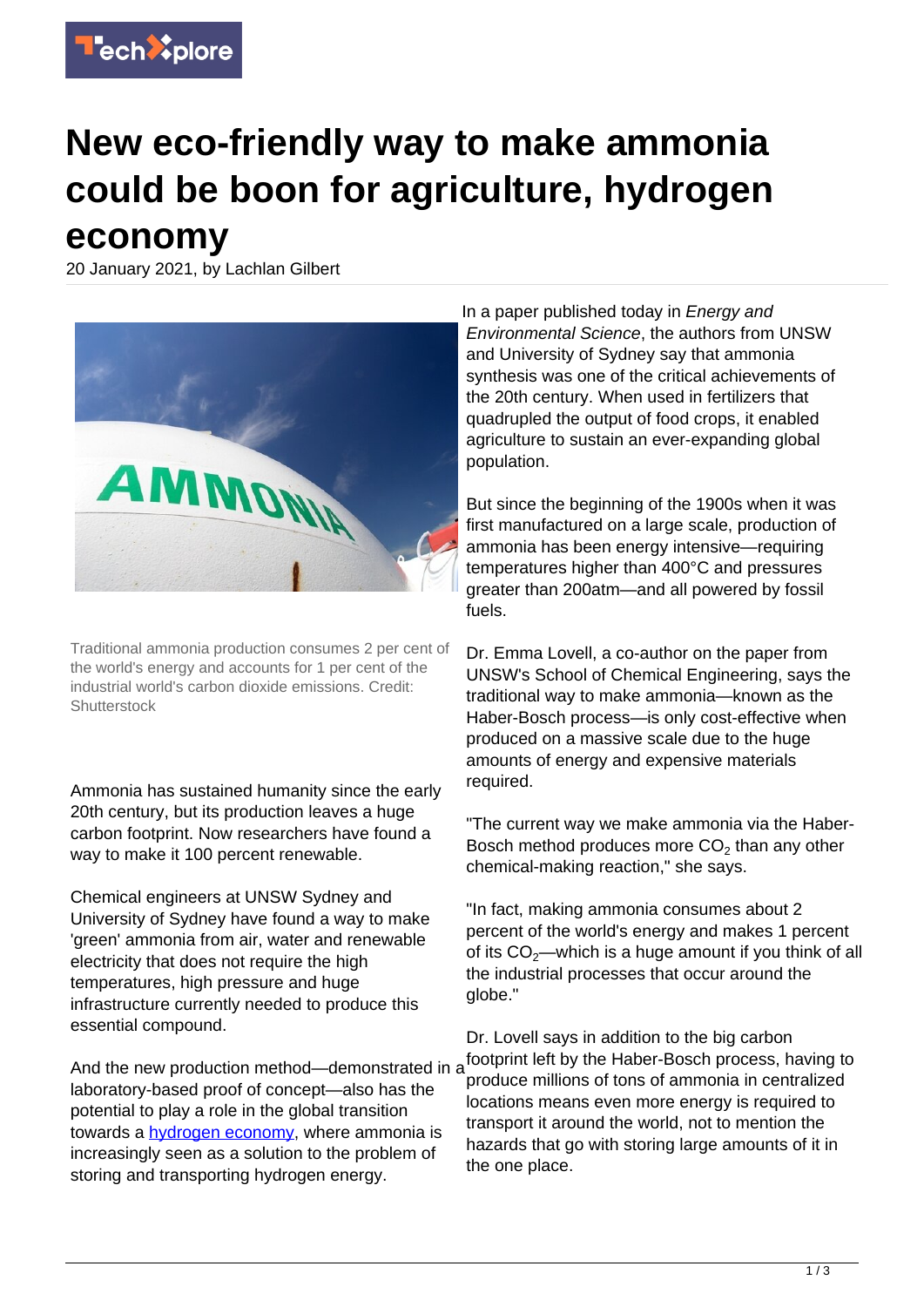# New eco-friendly way to make ammonia could be boon for agriculture, hydrogen economy

20 January 2021, by Lachlan Gilbert

Traditional ammonia production consumes 2 per cent of the world's energy and accounts for 1 per cent of the industrial world's carbon dioxide emissions. Credit: Shutterstock

Ammonia has sustained humanity since the early 20th century, but its production leaves a huge carbon footprint. Now researchers have found a way to make it 100 percent renewable.

Chemical engineers at UNSW Sydney and University of Sydney have found a way to make 'green' ammonia from air, water and renewable electricity that does not require the high temperatures, high pressure and huge infrastructure currently needed to produce this essential compound.

And the new production method—demonstrated in a laboratory-based proof of concept—also has the potential to play a role in the global transition towards a hydrogen economy, where ammonia is increasingly seen as a solution to the problem of storing and transporting hydrogen energy.

In a paper published today in *Energy and Environmental Science*, the authors from UNSW and University of Sydney say that ammonia synthesis was one of the critical achievements of the 20th century. When used in fertilizers that quadrupled the output of food crops, it enabled agriculture to sustain an ever-expanding global population.

But since the beginning of the 1900s when it was first manufactured on a large scale, production of ammonia has been energy intensive—requiring temperatures higher than 400°C and pressures greater than 200atm—and all powered by fossil fuels.

Dr. Emma Lovell, a co-author on the paper from UNSW's School of Chemical Engineering, says the traditional way to make ammonia—known as the Haber-Bosch process—is only cost-effective when produced on a massive scale due to the huge amounts of energy and expensive materials required.

"The current way we make ammonia via the Haber-Bosch method produces more $CO_2$ than any other chemical-making reaction," she says.

"In fact, making ammonia consumes about 2 percent of the world's energy and makes 1 percent of its $CO_2$—which is a huge amount if you think of all the industrial processes that occur around the globe."

Dr. Lovell says in addition to the big carbon footprint left by the Haber-Bosch process, having to produce millions of tons of ammonia in centralized locations means even more energy is required to transport it around the world, not to mention the hazards that go with storing large amounts of it in the one place.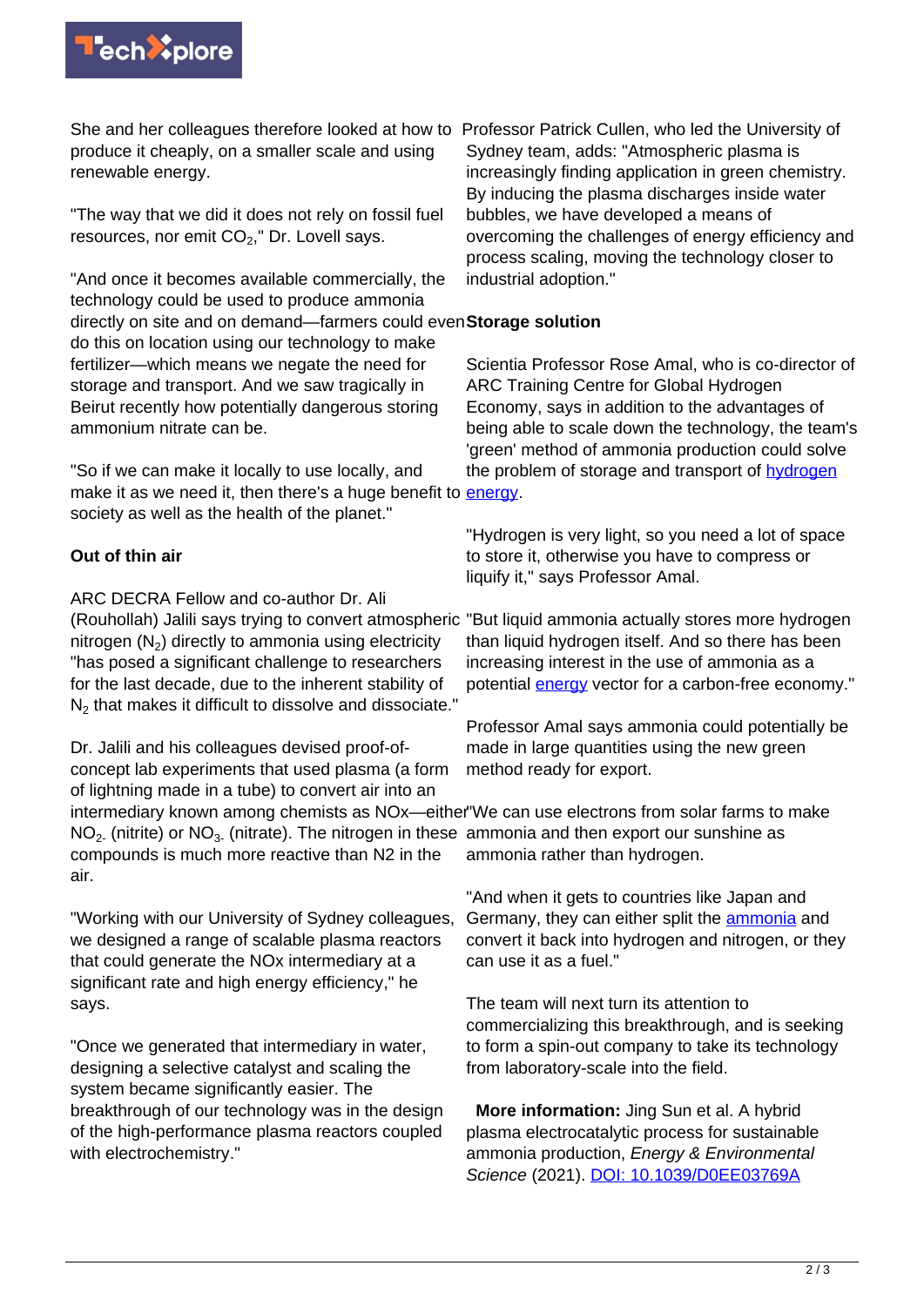She and her colleagues therefore looked at how to produce it cheaply, on a smaller scale and using renewable energy.

"The way that we did it does not rely on fossil fuel resources, nor emit $CO_2$," Dr. Lovell says.

"And once it becomes available commercially, the technology could be used to produce ammonia directly on site and on demand—farmers could even do this on location using our technology to make fertilizer—which means we negate the need for storage and transport. And we saw tragically in Beirut recently how potentially dangerous storing ammonium nitrate can be.

"So if we can make it locally to use locally, and make it as we need it, then there's a huge benefit to society as well as the health of the planet."

**Out of thin air**

ARC DECRA Fellow and co-author Dr. Ali (Rouhollah) Jalili says trying to convert atmospheric nitrogen ($N_2$) directly to ammonia using electricity "has posed a significant challenge to researchers for the last decade, due to the inherent stability of $N_2$ that makes it difficult to dissolve and dissociate."

Dr. Jalili and his colleagues devised proof-of-concept lab experiments that used plasma (a form of lightning made in a tube) to convert air into an intermediary known among chemists as NOx—either $NO_2^-$ (nitrite) or $NO_3^-$ (nitrate). The nitrogen in these compounds is much more reactive than N2 in the air.

"Working with our University of Sydney colleagues, we designed a range of scalable plasma reactors that could generate the NOx intermediary at a significant rate and high energy efficiency," he says.

"Once we generated that intermediary in water, designing a selective catalyst and scaling the system became significantly easier. The breakthrough of our technology was in the design of the high-performance plasma reactors coupled with electrochemistry."

Professor Patrick Cullen, who led the University of Sydney team, adds: "Atmospheric plasma is increasingly finding application in green chemistry. By inducing the plasma discharges inside water bubbles, we have developed a means of overcoming the challenges of energy efficiency and process scaling, moving the technology closer to industrial adoption."

**Storage solution**

Scientia Professor Rose Amal, who is co-director of ARC Training Centre for Global Hydrogen Economy, says in addition to the advantages of being able to scale down the technology, the team's 'green' method of ammonia production could solve the problem of storage and transport of hydrogen energy.

"Hydrogen is very light, so you need a lot of space to store it, otherwise you have to compress or liquify it," says Professor Amal.

"But liquid ammonia actually stores more hydrogen than liquid hydrogen itself. And so there has been increasing interest in the use of ammonia as a potential energy vector for a carbon-free economy."

Professor Amal says ammonia could potentially be made in large quantities using the new green method ready for export.

"We can use electrons from solar farms to make ammonia and then export our sunshine as ammonia rather than hydrogen.

"And when it gets to countries like Japan and Germany, they can either split the ammonia and convert it back into hydrogen and nitrogen, or they can use it as a fuel."

The team will next turn its attention to commercializing this breakthrough, and is seeking to form a spin-out company to take its technology from laboratory-scale into the field.

**More information:** Jing Sun et al. A hybrid plasma electrocatalytic process for sustainable ammonia production, *Energy & Environmental Science* (2021). DOI: 10.1039/D0EE03769A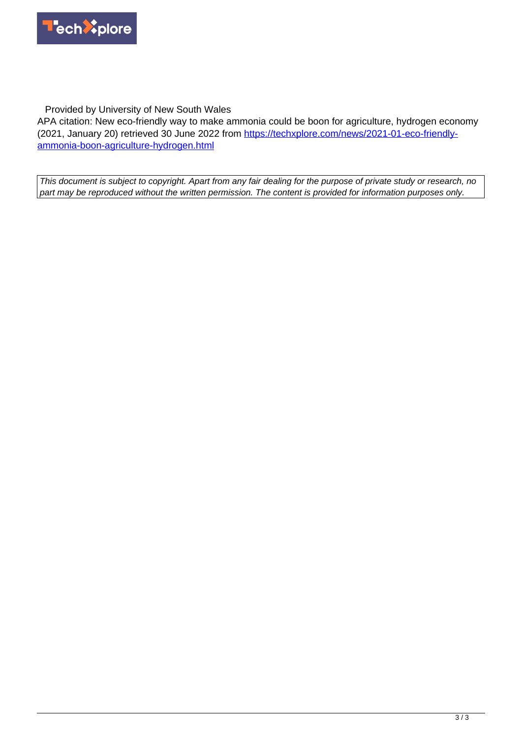Provided by University of New South Wales

APA citation: New eco-friendly way to make ammonia could be boon for agriculture, hydrogen economy (2021, January 20) retrieved 30 June 2022 from https://techxplore.com/news/2021-01-eco-friendly-ammonia-boon-agriculture-hydrogen.html

*This document is subject to copyright. Apart from any fair dealing for the purpose of private study or research, no part may be reproduced without the written permission. The content is provided for information purposes only.*